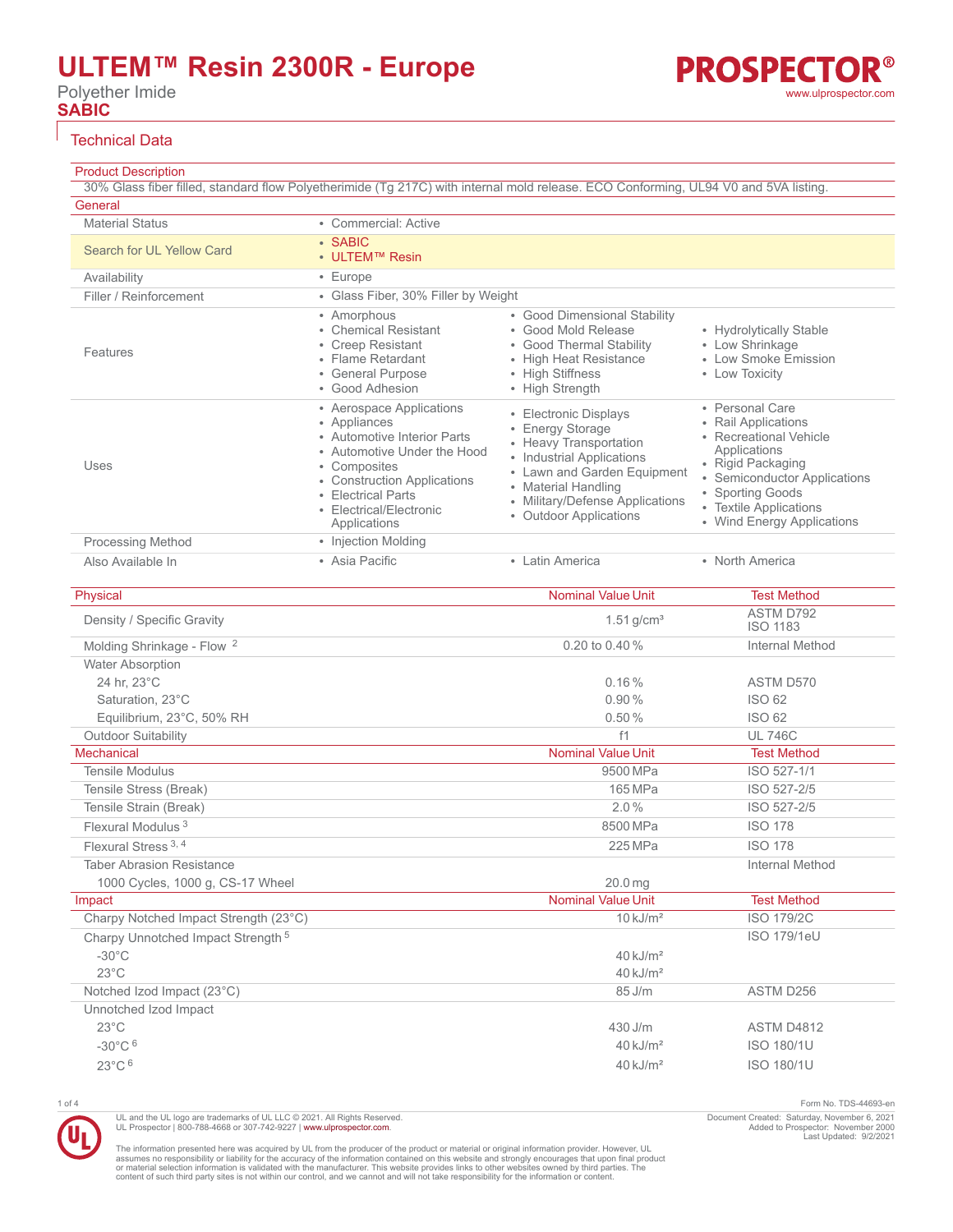# ULTEM™ Resin 2300R - Europe

Polyether Imide

**SABIC**

PROSPECTOR®
www.ulprospector.com

## Technical Data

### Product Description

30% Glass fiber filled, standard flow Polyetherimide (Tg 217C) with internal mold release. ECO Conforming, UL94 V0 and 5VA listing.

### General

| | | | |
|---|---|---|---|
| Material Status | • Commercial: Active | | |
| Search for UL Yellow Card | • SABIC<br>• ULTEM™ Resin | | |
| Availability | • Europe | | |
| Filler / Reinforcement | • Glass Fiber, 30% Filler by Weight | | |
| Features | • Amorphous<br>• Chemical Resistant<br>• Creep Resistant<br>• Flame Retardant<br>• General Purpose<br>• Good Adhesion | • Good Dimensional Stability<br>• Good Mold Release<br>• Good Thermal Stability<br>• High Heat Resistance<br>• High Stiffness<br>• High Strength | • Hydrolytically Stable<br>• Low Shrinkage<br>• Low Smoke Emission<br>• Low Toxicity |
| Uses | • Aerospace Applications<br>• Appliances<br>• Automotive Interior Parts<br>• Automotive Under the Hood<br>• Composites<br>• Construction Applications<br>• Electrical Parts<br>• Electrical/Electronic Applications | • Electronic Displays<br>• Energy Storage<br>• Heavy Transportation<br>• Industrial Applications<br>• Lawn and Garden Equipment<br>• Material Handling<br>• Military/Defense Applications<br>• Outdoor Applications | • Personal Care<br>• Rail Applications<br>• Recreational Vehicle Applications<br>• Rigid Packaging<br>• Semiconductor Applications<br>• Sporting Goods<br>• Textile Applications<br>• Wind Energy Applications |
| Processing Method | • Injection Molding | | |
| Also Available In | • Asia Pacific | • Latin America | • North America |

| Physical | Nominal Value Unit | Test Method |
|---|---|---|
| Density / Specific Gravity | 1.51 g/cm³ | ASTM D792<br>ISO 1183 |
| Molding Shrinkage - Flow [2] | 0.20 to 0.40 % | Internal Method |
| Water Absorption | | |
| 24 hr, 23°C | 0.16 % | ASTM D570 |
| Saturation, 23°C | 0.90 % | ISO 62 |
| Equilibrium, 23°C, 50% RH | 0.50 % | ISO 62 |
| Outdoor Suitability | f1 | UL 746C |

| Mechanical | Nominal Value Unit | Test Method |
|---|---|---|
| Tensile Modulus | 9500 MPa | ISO 527-1/1 |
| Tensile Stress (Break) | 165 MPa | ISO 527-2/5 |
| Tensile Strain (Break) | 2.0 % | ISO 527-2/5 |
| Flexural Modulus [3] | 8500 MPa | ISO 178 |
| Flexural Stress [3, 4] | 225 MPa | ISO 178 |
| Taber Abrasion Resistance | | Internal Method |
| 1000 Cycles, 1000 g, CS-17 Wheel | 20.0 mg | |

| Impact | Nominal Value Unit | Test Method |
|---|---|---|
| Charpy Notched Impact Strength (23°C) | 10 kJ/m² | ISO 179/2C |
| Charpy Unnotched Impact Strength [5] | | ISO 179/1eU |
| -30°C | 40 kJ/m² | |
| 23°C | 40 kJ/m² | |
| Notched Izod Impact (23°C) | 85 J/m | ASTM D256 |
| Unnotched Izod Impact | | |
| 23°C | 430 J/m | ASTM D4812 |
| -30°C [6] | 40 kJ/m² | ISO 180/1U |
| 23°C [6] | 40 kJ/m² | ISO 180/1U |

UL and the UL logo are trademarks of UL LLC © 2021. All Rights Reserved.
UL Prospector | 800-788-4668 or 307-742-9227 | www.ulprospector.com.

Form No. TDS-44693-en
Document Created: Saturday, November 6, 2021
Added to Prospector: November 2000
Last Updated: 9/2/2021

The information presented here was acquired by UL from the producer of the product or material or original information provider. However, UL assumes no responsibility or liability for the accuracy of the information contained on this website and strongly encourages that upon final product or material selection information is validated with the manufacturer. This website provides links to other websites owned by third parties. The content of such third party sites is not within our control, and we cannot and will not take responsibility for the information or content.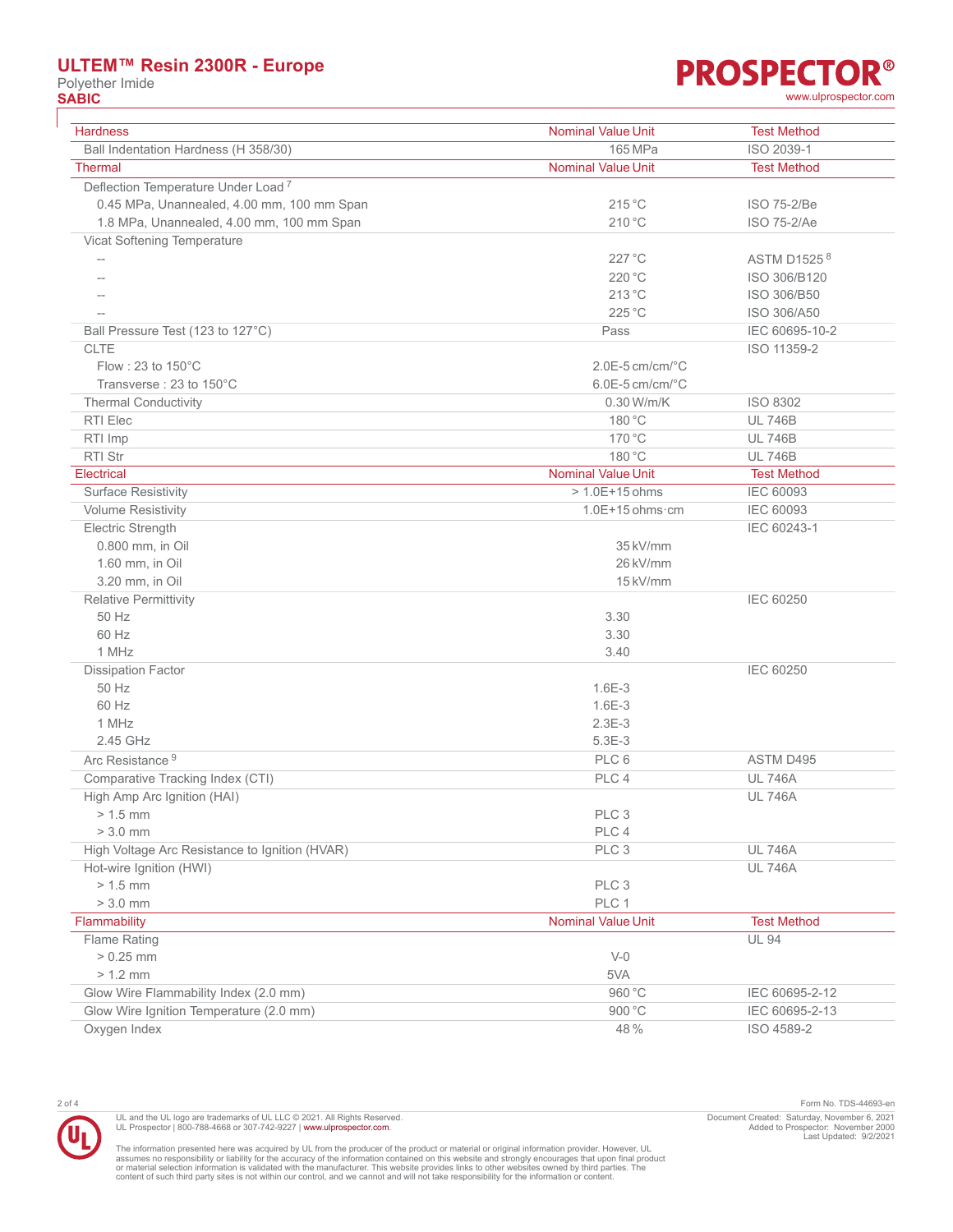| Hardness | Nominal Value Unit | Test Method |
|---|---|---|
| Ball Indentation Hardness (H 358/30) | 165 MPa | ISO 2039-1 |

| Thermal | Nominal Value Unit | Test Method |
|---|---|---|
| Deflection Temperature Under Load [7] | | |
| 0.45 MPa, Unannealed, 4.00 mm, 100 mm Span | 215 °C | ISO 75-2/Be |
| 1.8 MPa, Unannealed, 4.00 mm, 100 mm Span | 210 °C | ISO 75-2/Ae |
| Vicat Softening Temperature | | |
| -- | 227 °C | ASTM D1525 [8] |
| -- | 220 °C | ISO 306/B120 |
| -- | 213 °C | ISO 306/B50 |
| -- | 225 °C | ISO 306/A50 |
| Ball Pressure Test (123 to 127°C) | Pass | IEC 60695-10-2 |
| CLTE | | ISO 11359-2 |
| Flow : 23 to 150°C | 2.0E-5 cm/cm/°C | |
| Transverse : 23 to 150°C | 6.0E-5 cm/cm/°C | |
| Thermal Conductivity | 0.30 W/m/K | ISO 8302 |
| RTI Elec | 180 °C | UL 746B |
| RTI Imp | 170 °C | UL 746B |
| RTI Str | 180 °C | UL 746B |

| Electrical | Nominal Value Unit | Test Method |
|---|---|---|
| Surface Resistivity | > 1.0E+15 ohms | IEC 60093 |
| Volume Resistivity | 1.0E+15 ohms·cm | IEC 60093 |
| Electric Strength | | IEC 60243-1 |
| 0.800 mm, in Oil | 35 kV/mm | |
| 1.60 mm, in Oil | 26 kV/mm | |
| 3.20 mm, in Oil | 15 kV/mm | |
| Relative Permittivity | | IEC 60250 |
| 50 Hz | 3.30 | |
| 60 Hz | 3.30 | |
| 1 MHz | 3.40 | |
| Dissipation Factor | | IEC 60250 |
| 50 Hz | 1.6E-3 | |
| 60 Hz | 1.6E-3 | |
| 1 MHz | 2.3E-3 | |
| 2.45 GHz | 5.3E-3 | |
| Arc Resistance [9] | PLC 6 | ASTM D495 |
| Comparative Tracking Index (CTI) | PLC 4 | UL 746A |
| High Amp Arc Ignition (HAI) | | UL 746A |
| > 1.5 mm | PLC 3 | |
| > 3.0 mm | PLC 4 | |
| High Voltage Arc Resistance to Ignition (HVAR) | PLC 3 | UL 746A |
| Hot-wire Ignition (HWI) | | UL 746A |
| > 1.5 mm | PLC 3 | |
| > 3.0 mm | PLC 1 | |

| Flammability | Nominal Value Unit | Test Method |
|---|---|---|
| Flame Rating | | UL 94 |
| > 0.25 mm | V-0 | |
| > 1.2 mm | 5VA | |
| Glow Wire Flammability Index (2.0 mm) | 960 °C | IEC 60695-2-12 |
| Glow Wire Ignition Temperature (2.0 mm) | 900 °C | IEC 60695-2-13 |
| Oxygen Index | 48 % | ISO 4589-2 |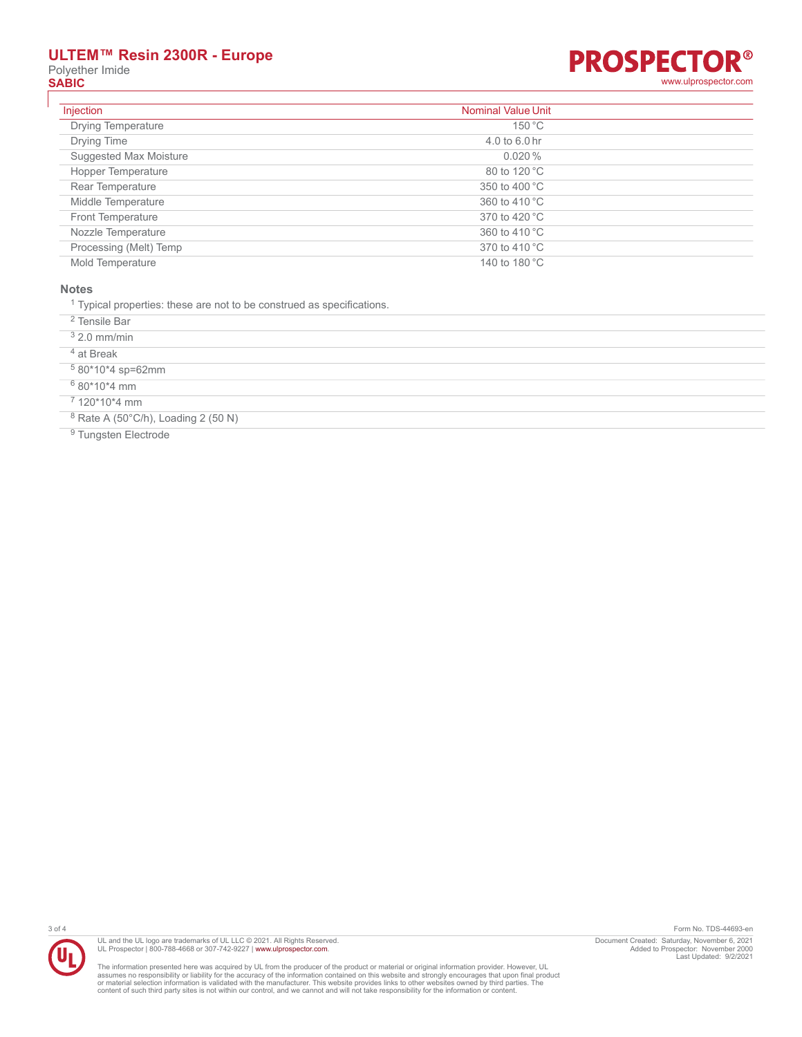| Injection | Nominal Value | Unit |
| --- | --- | --- |
| Drying Temperature | 150 | °C |
| Drying Time | 4.0 to 6.0 | hr |
| Suggested Max Moisture | 0.020 | % |
| Hopper Temperature | 80 to 120 | °C |
| Rear Temperature | 350 to 400 | °C |
| Middle Temperature | 360 to 410 | °C |
| Front Temperature | 370 to 420 | °C |
| Nozzle Temperature | 360 to 410 | °C |
| Processing (Melt) Temp | 370 to 410 | °C |
| Mold Temperature | 140 to 180 | °C |

### Notes

[1] Typical properties: these are not to be construed as specifications.

[2] Tensile Bar

[3] 2.0 mm/min

[4] at Break

[5] 80*10*4 sp=62mm

[6] 80*10*4 mm

[7] 120*10*4 mm

[8] Rate A (50°C/h), Loading 2 (50 N)

[9] Tungsten Electrode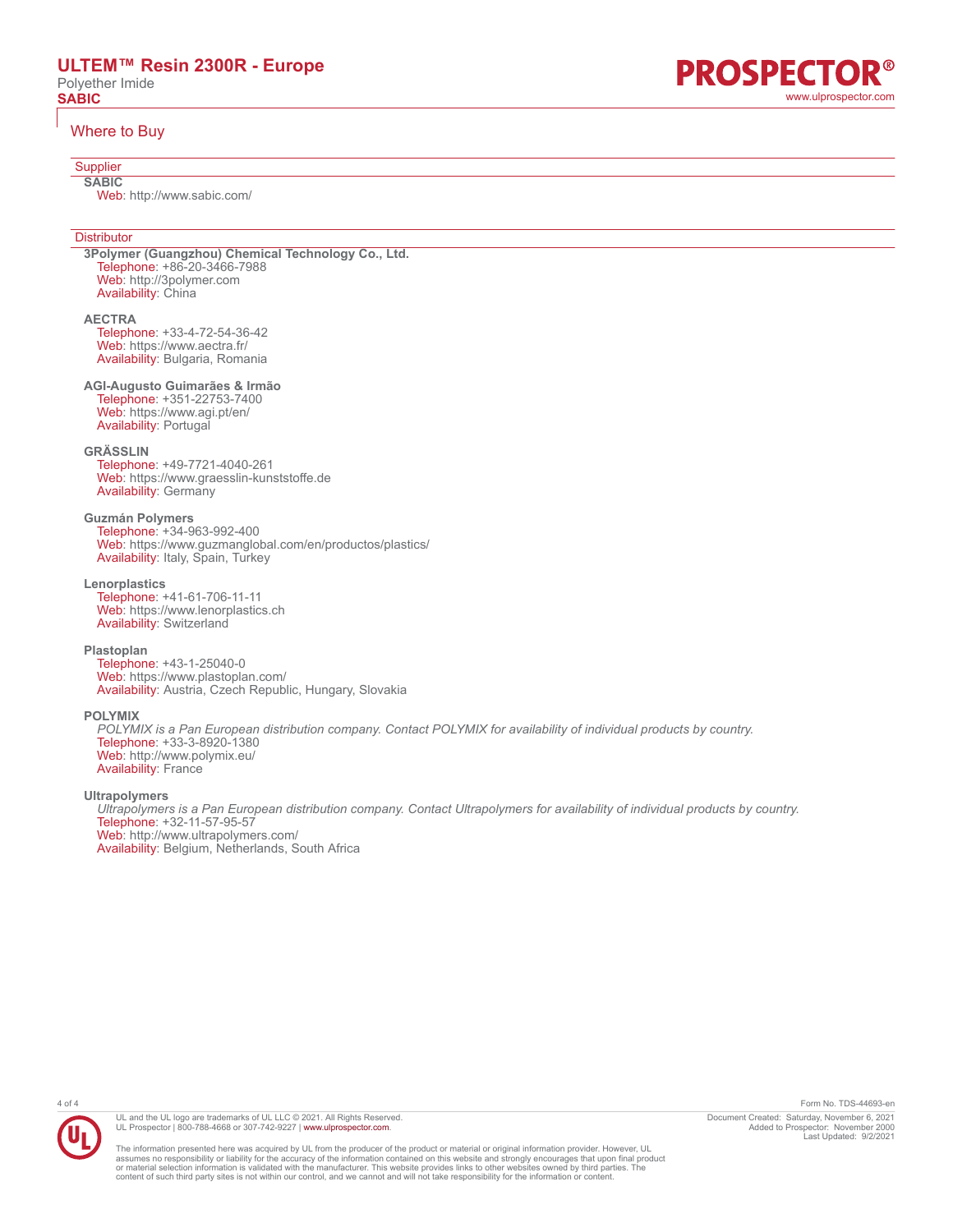## Where to Buy

### Supplier

**SABIC**
Web: http://www.sabic.com/

### Distributor

**3Polymer (Guangzhou) Chemical Technology Co., Ltd.**
Telephone: +86-20-3466-7988
Web: http://3polymer.com
Availability: China

**AECTRA**
Telephone: +33-4-72-54-36-42
Web: https://www.aectra.fr/
Availability: Bulgaria, Romania

**AGI-Augusto Guimarães & Irmão**
Telephone: +351-22753-7400
Web: https://www.agi.pt/en/
Availability: Portugal

**GRÄSSLIN**
Telephone: +49-7721-4040-261
Web: https://www.graesslin-kunststoffe.de
Availability: Germany

**Guzmán Polymers**
Telephone: +34-963-992-400
Web: https://www.guzmanglobal.com/en/productos/plastics/
Availability: Italy, Spain, Turkey

**Lenorplastics**
Telephone: +41-61-706-11-11
Web: https://www.lenorplastics.ch
Availability: Switzerland

**Plastoplan**
Telephone: +43-1-25040-0
Web: https://www.plastoplan.com/
Availability: Austria, Czech Republic, Hungary, Slovakia

**POLYMIX**
*POLYMIX is a Pan European distribution company. Contact POLYMIX for availability of individual products by country.*
Telephone: +33-3-8920-1380
Web: http://www.polymix.eu/
Availability: France

**Ultrapolymers**
*Ultrapolymers is a Pan European distribution company. Contact Ultrapolymers for availability of individual products by country.*
Telephone: +32-11-57-95-57
Web: http://www.ultrapolymers.com/
Availability: Belgium, Netherlands, South Africa